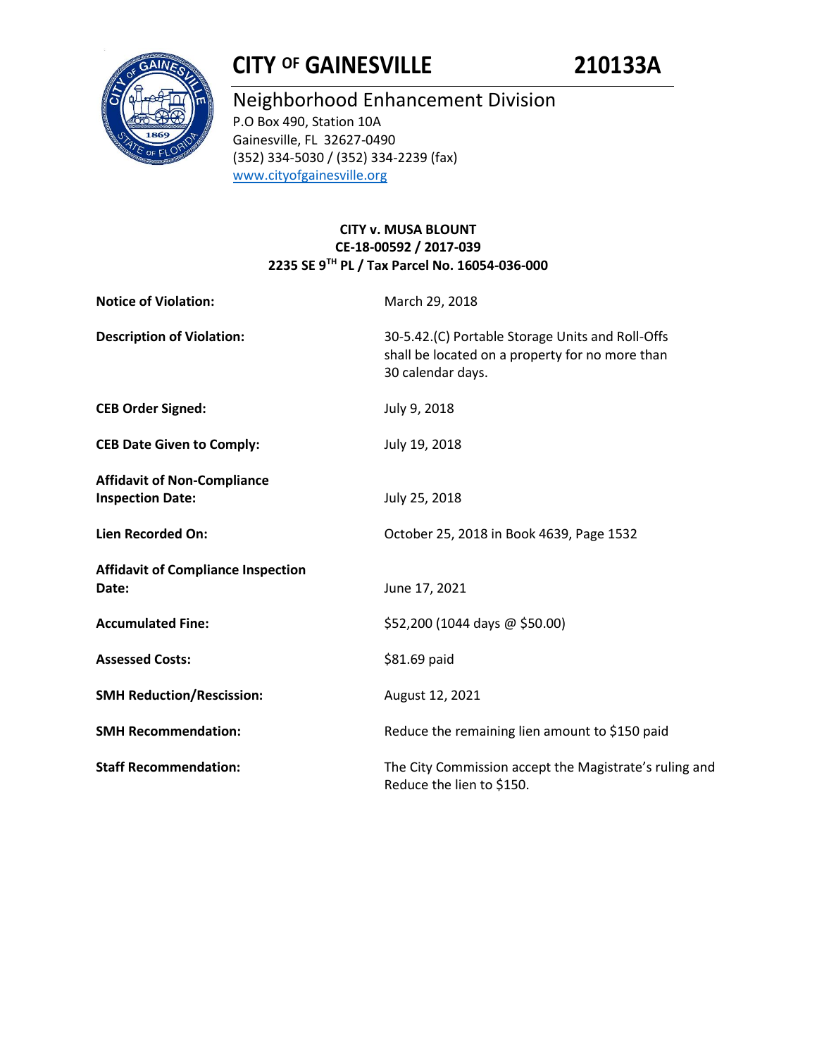# CITY OF GAINESVILLE 210133A

## Neighborhood Enhancement Division

P.O Box 490, Station 10A
Gainesville, FL 32627-0490
(352) 334-5030 / (352) 334-2239 (fax)
www.cityofgainesville.org

**CITY v. MUSA BLOUNT**
**CE-18-00592 / 2017-039**
**2235 SE 9TH PL / Tax Parcel No. 16054-036-000**

| | |
|---|---|
| **Notice of Violation:** | March 29, 2018 |
| **Description of Violation:** | 30-5.42.(C) Portable Storage Units and Roll-Offs shall be located on a property for no more than 30 calendar days. |
| **CEB Order Signed:** | July 9, 2018 |
| **CEB Date Given to Comply:** | July 19, 2018 |
| **Affidavit of Non-Compliance Inspection Date:** | July 25, 2018 |
| **Lien Recorded On:** | October 25, 2018 in Book 4639, Page 1532 |
| **Affidavit of Compliance Inspection Date:** | June 17, 2021 |
| **Accumulated Fine:** | $52,200 (1044 days @ $50.00) |
| **Assessed Costs:** | $81.69 paid |
| **SMH Reduction/Rescission:** | August 12, 2021 |
| **SMH Recommendation:** | Reduce the remaining lien amount to $150 paid |
| **Staff Recommendation:** | The City Commission accept the Magistrate's ruling and Reduce the lien to $150. |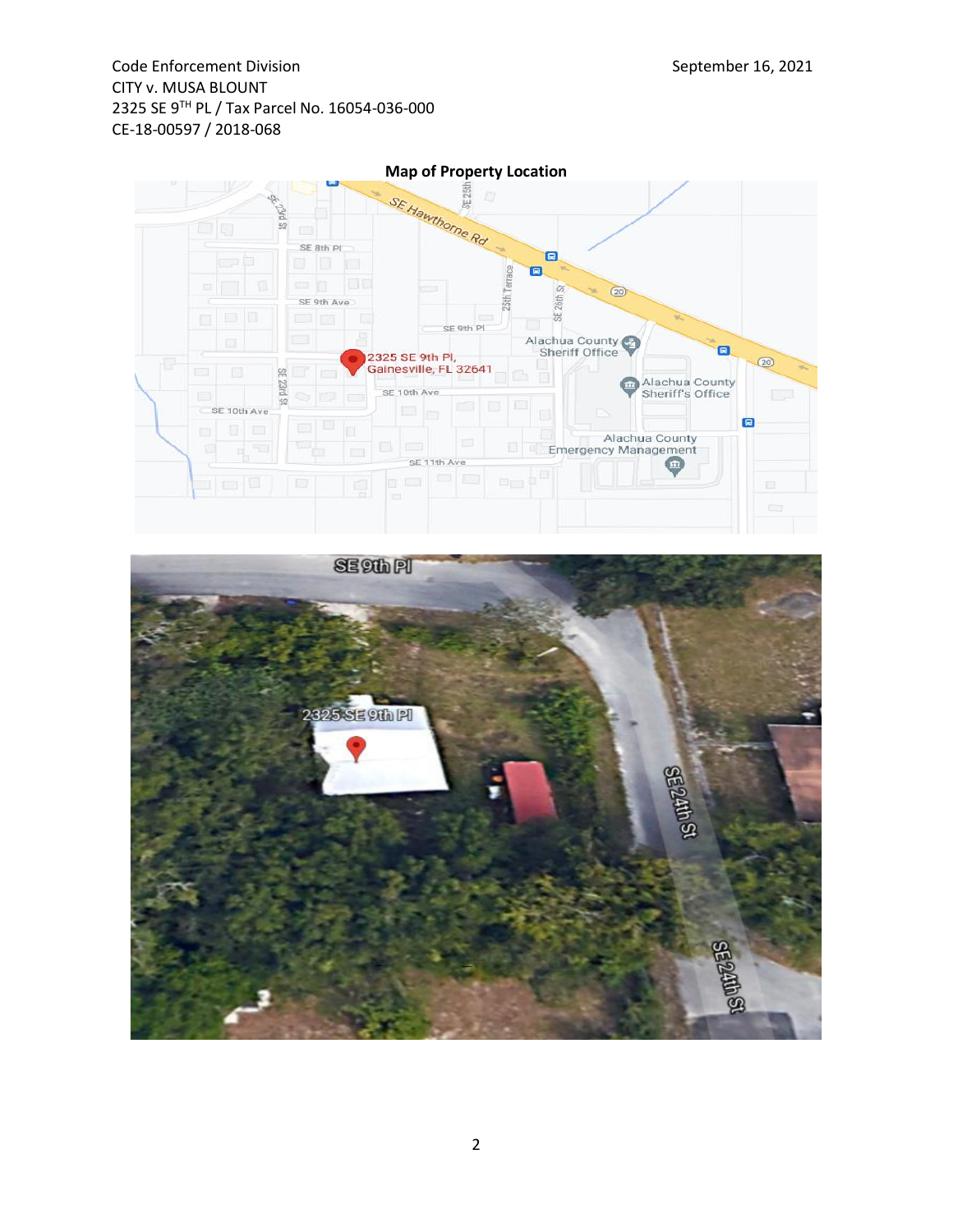Code Enforcement Division
CITY v. MUSA BLOUNT
2325 SE 9TH PL / Tax Parcel No. 16054-036-000
CE-18-00597 / 2018-068

September 16, 2021

**Map of Property Location**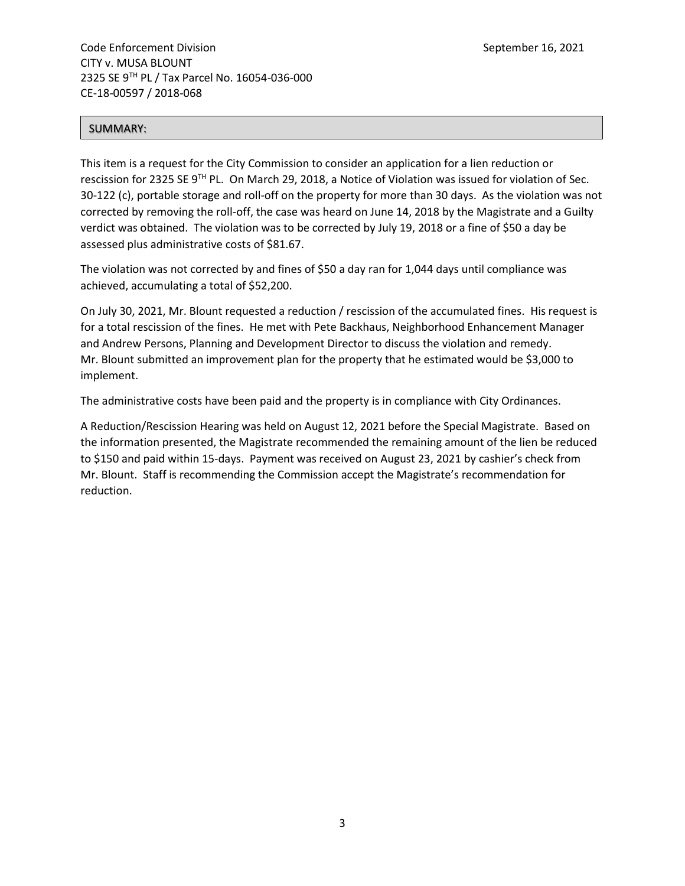Code Enforcement Division
September 16, 2021
CITY v. MUSA BLOUNT
2325 SE 9TH PL / Tax Parcel No. 16054-036-000
CE-18-00597 / 2018-068

## SUMMARY:

This item is a request for the City Commission to consider an application for a lien reduction or rescission for 2325 SE 9TH PL. On March 29, 2018, a Notice of Violation was issued for violation of Sec. 30-122 (c), portable storage and roll-off on the property for more than 30 days. As the violation was not corrected by removing the roll-off, the case was heard on June 14, 2018 by the Magistrate and a Guilty verdict was obtained. The violation was to be corrected by July 19, 2018 or a fine of $50 a day be assessed plus administrative costs of $81.67.

The violation was not corrected by and fines of $50 a day ran for 1,044 days until compliance was achieved, accumulating a total of $52,200.

On July 30, 2021, Mr. Blount requested a reduction / rescission of the accumulated fines. His request is for a total rescission of the fines. He met with Pete Backhaus, Neighborhood Enhancement Manager and Andrew Persons, Planning and Development Director to discuss the violation and remedy. Mr. Blount submitted an improvement plan for the property that he estimated would be $3,000 to implement.

The administrative costs have been paid and the property is in compliance with City Ordinances.

A Reduction/Rescission Hearing was held on August 12, 2021 before the Special Magistrate. Based on the information presented, the Magistrate recommended the remaining amount of the lien be reduced to $150 and paid within 15-days. Payment was received on August 23, 2021 by cashier's check from Mr. Blount. Staff is recommending the Commission accept the Magistrate's recommendation for reduction.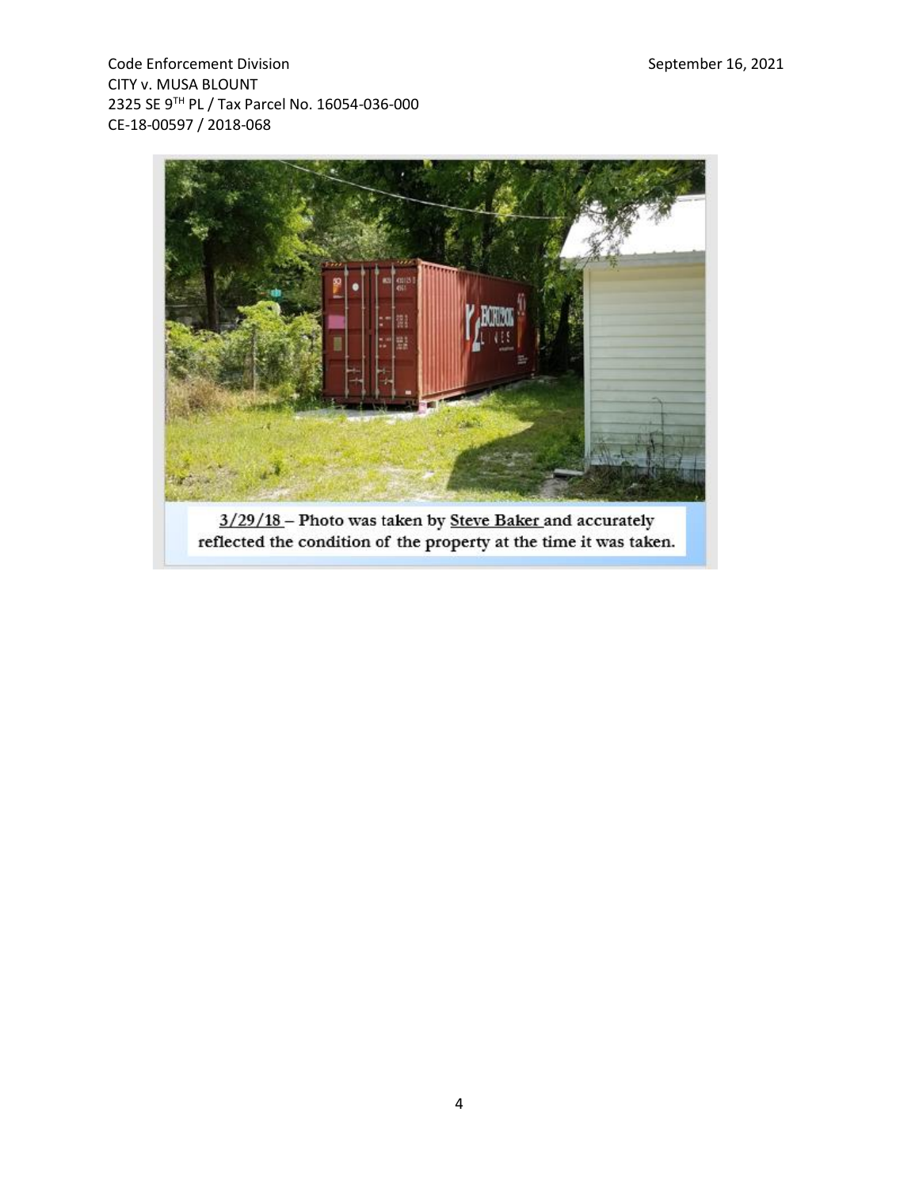Code Enforcement Division
CITY v. MUSA BLOUNT
2325 SE 9TH PL / Tax Parcel No. 16054-036-000
CE-18-00597 / 2018-068

September 16, 2021

3/29/18 – Photo was taken by Steve Baker and accurately reflected the condition of the property at the time it was taken.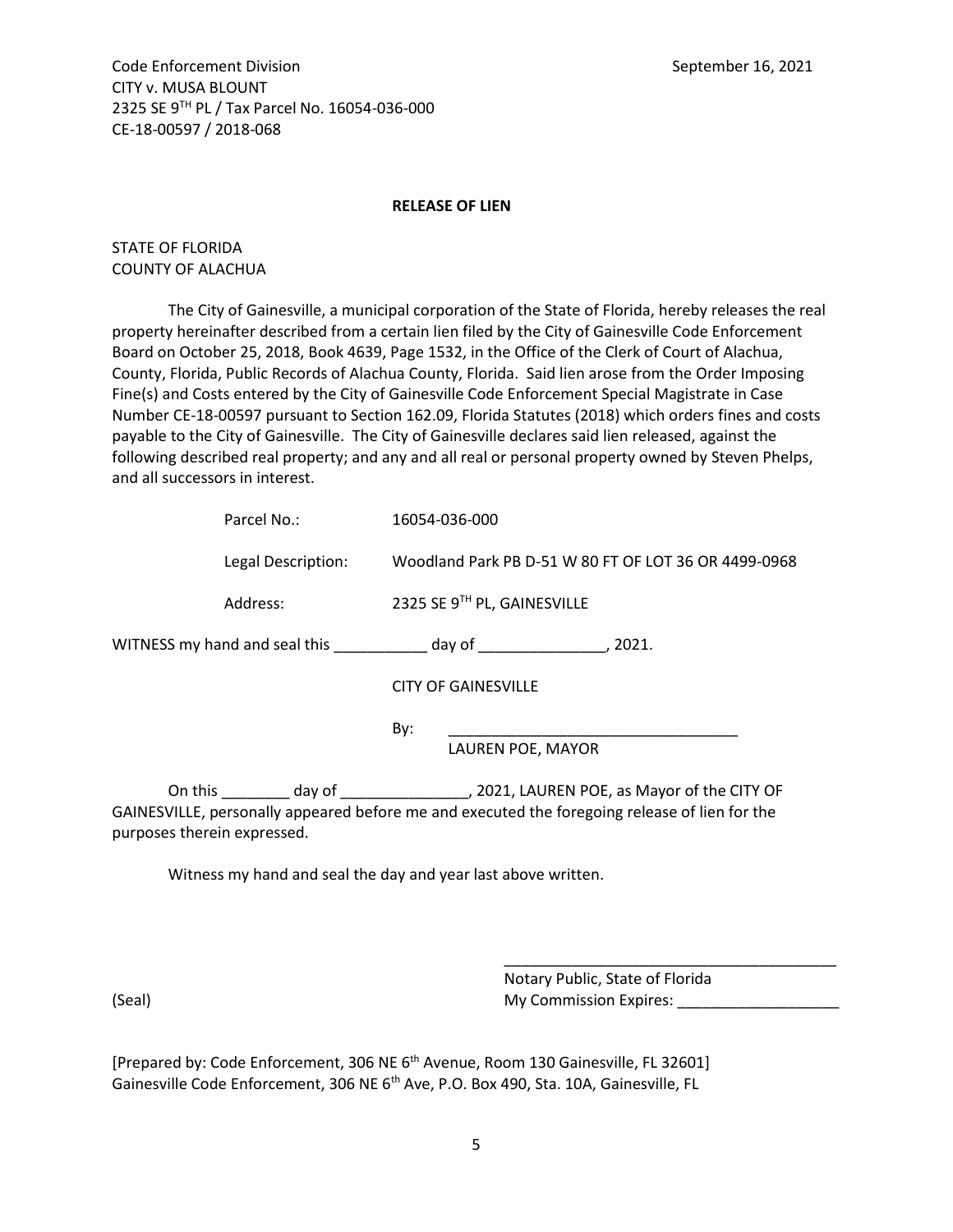Code Enforcement Division
CITY v. MUSA BLOUNT
2325 SE 9TH PL / Tax Parcel No. 16054-036-000
CE-18-00597 / 2018-068

September 16, 2021

**RELEASE OF LIEN**

STATE OF FLORIDA
COUNTY OF ALACHUA

The City of Gainesville, a municipal corporation of the State of Florida, hereby releases the real property hereinafter described from a certain lien filed by the City of Gainesville Code Enforcement Board on October 25, 2018, Book 4639, Page 1532, in the Office of the Clerk of Court of Alachua, County, Florida, Public Records of Alachua County, Florida. Said lien arose from the Order Imposing Fine(s) and Costs entered by the City of Gainesville Code Enforcement Special Magistrate in Case Number CE-18-00597 pursuant to Section 162.09, Florida Statutes (2018) which orders fines and costs payable to the City of Gainesville. The City of Gainesville declares said lien released, against the following described real property; and any and all real or personal property owned by Steven Phelps, and all successors in interest.

| | |
|---|---|
| Parcel No.: | 16054-036-000 |
| Legal Description: | Woodland Park PB D-51 W 80 FT OF LOT 36 OR 4499-0968 |
| Address: | 2325 SE 9TH PL, GAINESVILLE |

WITNESS my hand and seal this ___________ day of _______________, 2021.

CITY OF GAINESVILLE

By: ___________________________________
LAUREN POE, MAYOR

On this ________ day of _______________, 2021, LAUREN POE, as Mayor of the CITY OF GAINESVILLE, personally appeared before me and executed the foregoing release of lien for the purposes therein expressed.

Witness my hand and seal the day and year last above written.

_________________________________________
Notary Public, State of Florida
My Commission Expires: ___________________

(Seal)

[Prepared by: Code Enforcement, 306 NE 6th Avenue, Room 130 Gainesville, FL 32601]
Gainesville Code Enforcement, 306 NE 6th Ave, P.O. Box 490, Sta. 10A, Gainesville, FL